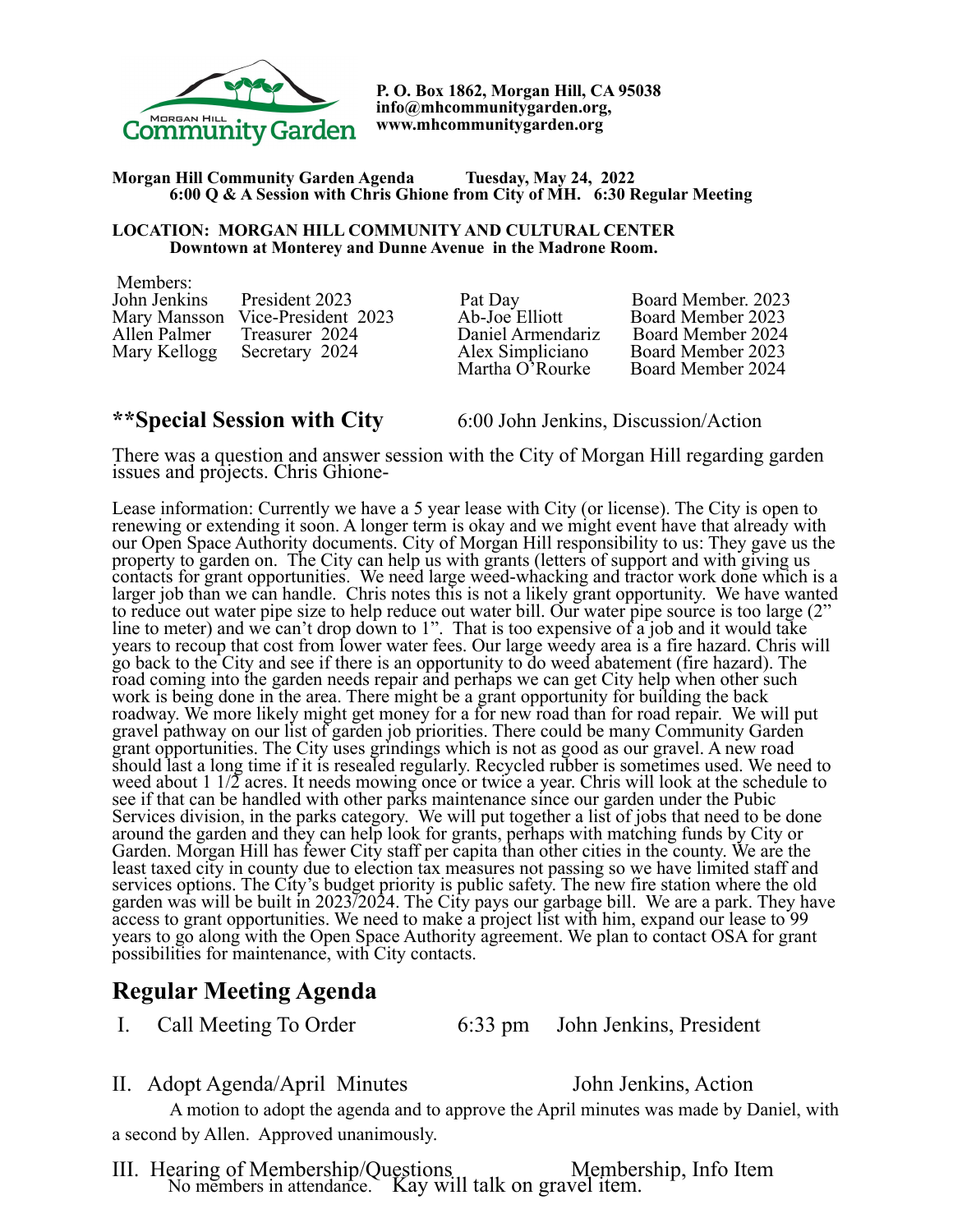Morgan Hill Community Garden

**P. O. Box 1862, Morgan Hill, CA 95038**
**info@mhcommunitygarden.org,**
**www.mhcommunitygarden.org**

**Morgan Hill Community Garden Agenda Tuesday, May 24, 2022**
**6:00 Q & A Session with Chris Ghione from City of MH. 6:30 Regular Meeting**

**LOCATION: MORGAN HILL COMMUNITY AND CULTURAL CENTER**
**Downtown at Monterey and Dunne Avenue in the Madrone Room.**

Members:

| | | | |
|---|---|---|---|
| John Jenkins | President 2023 | Pat Day | Board Member. 2023 |
| Mary Mansson | Vice-President 2023 | Ab-Joe Elliott | Board Member 2023 |
| Allen Palmer | Treasurer 2024 | Daniel Armendariz | Board Member 2024 |
| Mary Kellogg | Secretary 2024 | Alex Simpliciano | Board Member 2023 |
| | | Martha O'Rourke | Board Member 2024 |

## **Special Session with City 6:00 John Jenkins, Discussion/Action

There was a question and answer session with the City of Morgan Hill regarding garden issues and projects. Chris Ghione-

Lease information: Currently we have a 5 year lease with City (or license). The City is open to renewing or extending it soon. A longer term is okay and we might event have that already with our Open Space Authority documents. City of Morgan Hill responsibility to us: They gave us the property to garden on. The City can help us with grants (letters of support and with giving us contacts for grant opportunities. We need large weed-whacking and tractor work done which is a larger job than we can handle. Chris notes this is not a likely grant opportunity. We have wanted to reduce out water pipe size to help reduce out water bill. Our water pipe source is too large (2" line to meter) and we can't drop down to 1". That is too expensive of a job and it would take years to recoup that cost from lower water fees. Our large weedy area is a fire hazard. Chris will go back to the City and see if there is an opportunity to do weed abatement (fire hazard). The road coming into the garden needs repair and perhaps we can get City help when other such work is being done in the area. There might be a grant opportunity for building the back roadway. We more likely might get money for a for new road than for road repair. We will put gravel pathway on our list of garden job priorities. There could be many Community Garden grant opportunities. The City uses grindings which is not as good as our gravel. A new road should last a long time if it is resealed regularly. Recycled rubber is sometimes used. We need to weed about 1 1/2 acres. It needs mowing once or twice a year. Chris will look at the schedule to see if that can be handled with other parks maintenance since our garden under the Pubic Services division, in the parks category. We will put together a list of jobs that need to be done around the garden and they can help look for grants, perhaps with matching funds by City or Garden. Morgan Hill has fewer City staff per capita than other cities in the county. We are the least taxed city in county due to election tax measures not passing so we have limited staff and services options. The City's budget priority is public safety. The new fire station where the old garden was will be built in 2023/2024. The City pays our garbage bill. We are a park. They have access to grant opportunities. We need to make a project list with him, expand our lease to 99 years to go along with the Open Space Authority agreement. We plan to contact OSA for grant possibilities for maintenance, with City contacts.

## Regular Meeting Agenda

I. Call Meeting To Order 6:33 pm John Jenkins, President

II. Adopt Agenda/April Minutes John Jenkins, Action

A motion to adopt the agenda and to approve the April minutes was made by Daniel, with a second by Allen. Approved unanimously.

III. Hearing of Membership/Questions Membership, Info Item

No members in attendance. Kay will talk on gravel item.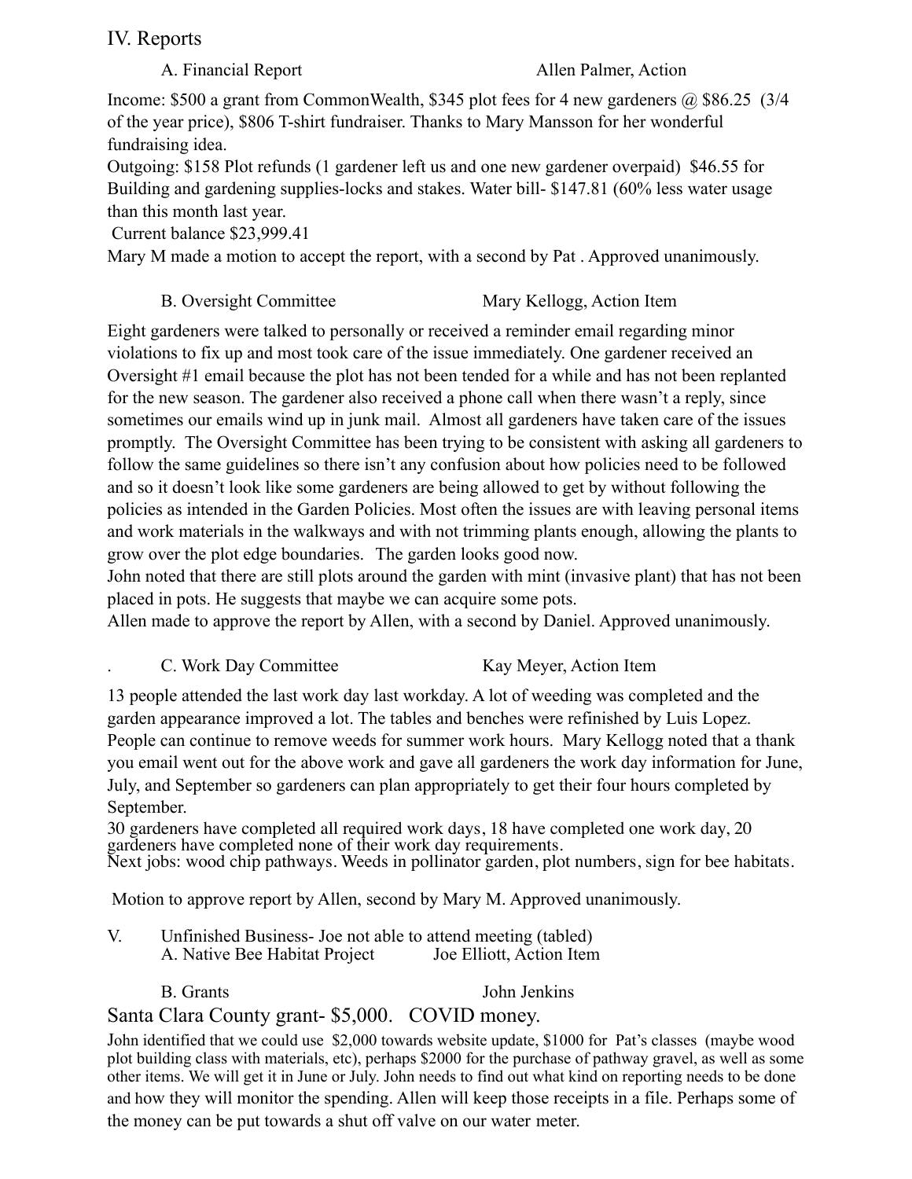## IV. Reports

### A. Financial Report — Allen Palmer, Action

Income: $500 a grant from CommonWealth, $345 plot fees for 4 new gardeners @ $86.25 (3/4 of the year price), $806 T-shirt fundraiser. Thanks to Mary Mansson for her wonderful fundraising idea.

Outgoing: $158 Plot refunds (1 gardener left us and one new gardener overpaid) $46.55 for Building and gardening supplies-locks and stakes. Water bill- $147.81 (60% less water usage than this month last year.

Current balance $23,999.41

Mary M made a motion to accept the report, with a second by Pat . Approved unanimously.

### B. Oversight Committee — Mary Kellogg, Action Item

Eight gardeners were talked to personally or received a reminder email regarding minor violations to fix up and most took care of the issue immediately. One gardener received an Oversight #1 email because the plot has not been tended for a while and has not been replanted for the new season. The gardener also received a phone call when there wasn't a reply, since sometimes our emails wind up in junk mail. Almost all gardeners have taken care of the issues promptly. The Oversight Committee has been trying to be consistent with asking all gardeners to follow the same guidelines so there isn't any confusion about how policies need to be followed and so it doesn't look like some gardeners are being allowed to get by without following the policies as intended in the Garden Policies. Most often the issues are with leaving personal items and work materials in the walkways and with not trimming plants enough, allowing the plants to grow over the plot edge boundaries. The garden looks good now.

John noted that there are still plots around the garden with mint (invasive plant) that has not been placed in pots. He suggests that maybe we can acquire some pots.

Allen made to approve the report by Allen, with a second by Daniel. Approved unanimously.

### C. Work Day Committee — Kay Meyer, Action Item

13 people attended the last work day last workday. A lot of weeding was completed and the garden appearance improved a lot. The tables and benches were refinished by Luis Lopez. People can continue to remove weeds for summer work hours. Mary Kellogg noted that a thank you email went out for the above work and gave all gardeners the work day information for June, July, and September so gardeners can plan appropriately to get their four hours completed by September.

30 gardeners have completed all required work days, 18 have completed one work day, 20 gardeners have completed none of their work day requirements.

Next jobs: wood chip pathways. Weeds in pollinator garden, plot numbers, sign for bee habitats.

Motion to approve report by Allen, second by Mary M. Approved unanimously.

## V. Unfinished Business- Joe not able to attend meeting (tabled)

### A. Native Bee Habitat Project — Joe Elliott, Action Item

### B. Grants — John Jenkins

Santa Clara County grant- $5,000. COVID money.

John identified that we could use $2,000 towards website update, $1000 for Pat's classes (maybe wood plot building class with materials, etc), perhaps $2000 for the purchase of pathway gravel, as well as some other items. We will get it in June or July. John needs to find out what kind on reporting needs to be done and how they will monitor the spending. Allen will keep those receipts in a file. Perhaps some of the money can be put towards a shut off valve on our water meter.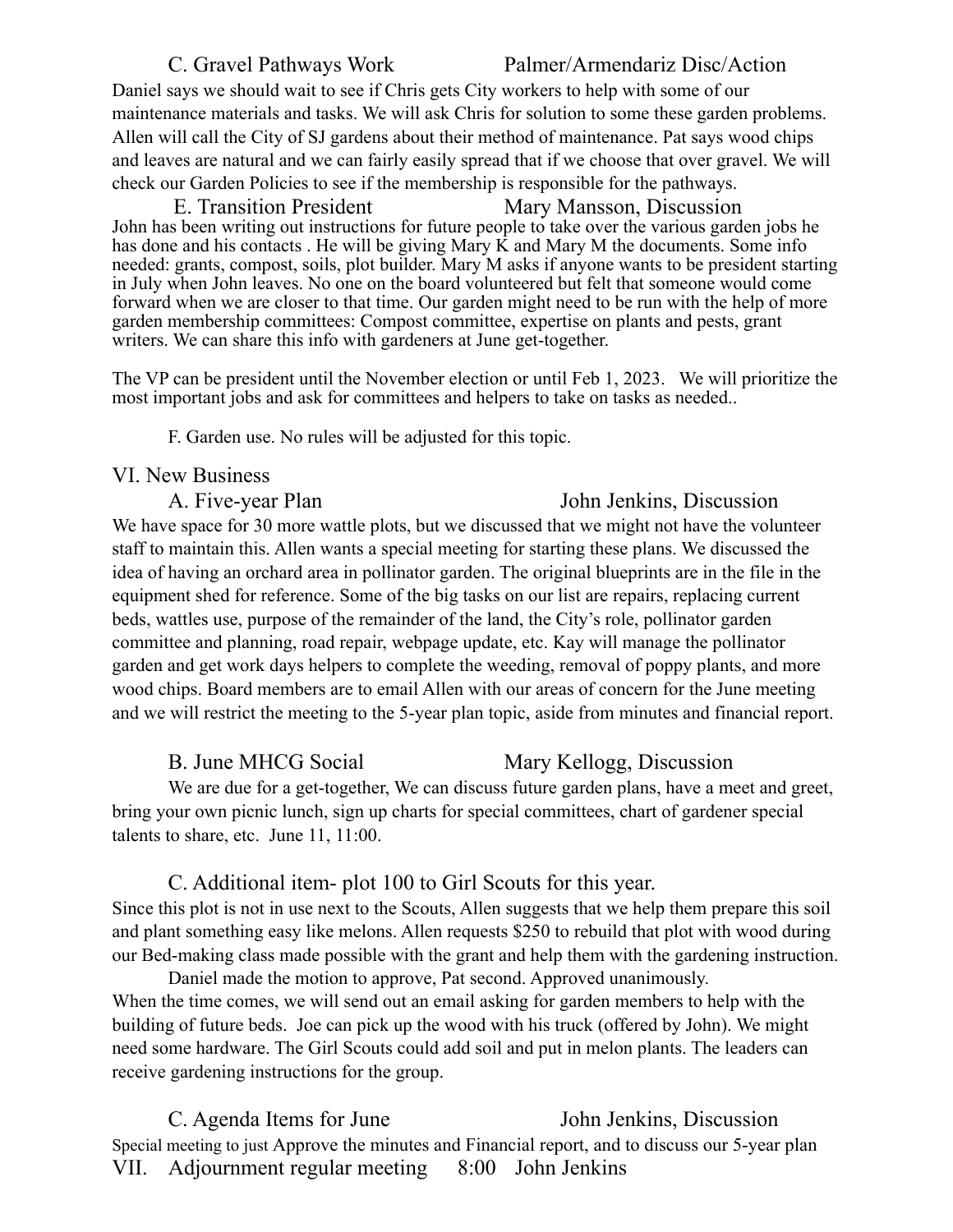C. Gravel Pathways Work Palmer/Armendariz Disc/Action

Daniel says we should wait to see if Chris gets City workers to help with some of our maintenance materials and tasks. We will ask Chris for solution to some these garden problems. Allen will call the City of SJ gardens about their method of maintenance. Pat says wood chips and leaves are natural and we can fairly easily spread that if we choose that over gravel. We will check our Garden Policies to see if the membership is responsible for the pathways.

E. Transition President Mary Mansson, Discussion

John has been writing out instructions for future people to take over the various garden jobs he has done and his contacts . He will be giving Mary K and Mary M the documents. Some info needed: grants, compost, soils, plot builder. Mary M asks if anyone wants to be president starting in July when John leaves. No one on the board volunteered but felt that someone would come forward when we are closer to that time. Our garden might need to be run with the help of more garden membership committees: Compost committee, expertise on plants and pests, grant writers. We can share this info with gardeners at June get-together.

The VP can be president until the November election or until Feb 1, 2023. We will prioritize the most important jobs and ask for committees and helpers to take on tasks as needed..

F. Garden use. No rules will be adjusted for this topic.

VI. New Business

A. Five-year Plan John Jenkins, Discussion

We have space for 30 more wattle plots, but we discussed that we might not have the volunteer staff to maintain this. Allen wants a special meeting for starting these plans. We discussed the idea of having an orchard area in pollinator garden. The original blueprints are in the file in the equipment shed for reference. Some of the big tasks on our list are repairs, replacing current beds, wattles use, purpose of the remainder of the land, the City's role, pollinator garden committee and planning, road repair, webpage update, etc. Kay will manage the pollinator garden and get work days helpers to complete the weeding, removal of poppy plants, and more wood chips. Board members are to email Allen with our areas of concern for the June meeting and we will restrict the meeting to the 5-year plan topic, aside from minutes and financial report.

B. June MHCG Social Mary Kellogg, Discussion

We are due for a get-together, We can discuss future garden plans, have a meet and greet, bring your own picnic lunch, sign up charts for special committees, chart of gardener special talents to share, etc. June 11, 11:00.

C. Additional item- plot 100 to Girl Scouts for this year.

Since this plot is not in use next to the Scouts, Allen suggests that we help them prepare this soil and plant something easy like melons. Allen requests $250 to rebuild that plot with wood during our Bed-making class made possible with the grant and help them with the gardening instruction.

Daniel made the motion to approve, Pat second. Approved unanimously.

When the time comes, we will send out an email asking for garden members to help with the building of future beds. Joe can pick up the wood with his truck (offered by John). We might need some hardware. The Girl Scouts could add soil and put in melon plants. The leaders can receive gardening instructions for the group.

C. Agenda Items for June John Jenkins, Discussion

Special meeting to just Approve the minutes and Financial report, and to discuss our 5-year plan

VII. Adjournment regular meeting 8:00 John Jenkins